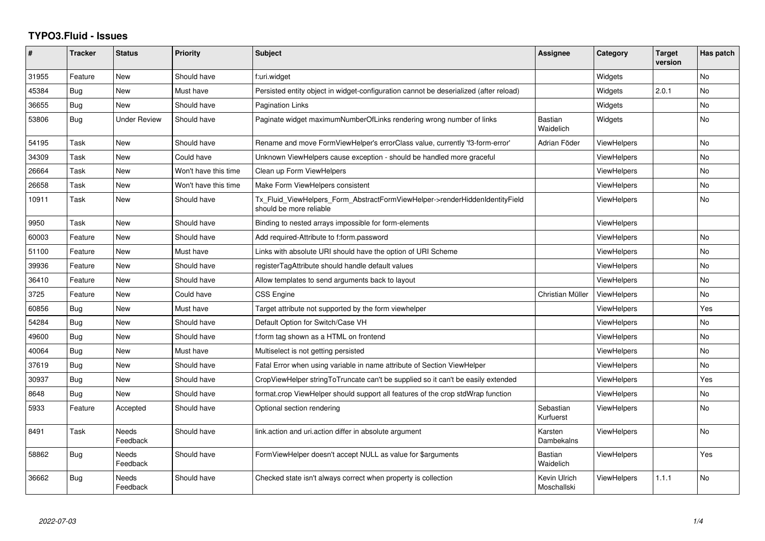# TYPO3.Fluid - Issues

| # | Tracker | Status | Priority | Subject | Assignee | Category | Target version | Has patch |
|---|---|---|---|---|---|---|---|---|
| 31955 | Feature | New | Should have | f:uri.widget | | Widgets | | No |
| 45384 | Bug | New | Must have | Persisted entity object in widget-configuration cannot be deserialized (after reload) | | Widgets | 2.0.1 | No |
| 36655 | Bug | New | Should have | Pagination Links | | Widgets | | No |
| 53806 | Bug | Under Review | Should have | Paginate widget maximumNumberOfLinks rendering wrong number of links | Bastian Waidelich | Widgets | | No |
| 54195 | Task | New | Should have | Rename and move FormViewHelper's errorClass value, currently 'f3-form-error' | Adrian Föder | ViewHelpers | | No |
| 34309 | Task | New | Could have | Unknown ViewHelpers cause exception - should be handled more graceful | | ViewHelpers | | No |
| 26664 | Task | New | Won't have this time | Clean up Form ViewHelpers | | ViewHelpers | | No |
| 26658 | Task | New | Won't have this time | Make Form ViewHelpers consistent | | ViewHelpers | | No |
| 10911 | Task | New | Should have | Tx_Fluid_ViewHelpers_Form_AbstractFormViewHelper->renderHiddenIdentityField should be more reliable | | ViewHelpers | | No |
| 9950 | Task | New | Should have | Binding to nested arrays impossible for form-elements | | ViewHelpers | | |
| 60003 | Feature | New | Should have | Add required-Attribute to f:form.password | | ViewHelpers | | No |
| 51100 | Feature | New | Must have | Links with absolute URI should have the option of URI Scheme | | ViewHelpers | | No |
| 39936 | Feature | New | Should have | registerTagAttribute should handle default values | | ViewHelpers | | No |
| 36410 | Feature | New | Should have | Allow templates to send arguments back to layout | | ViewHelpers | | No |
| 3725 | Feature | New | Could have | CSS Engine | Christian Müller | ViewHelpers | | No |
| 60856 | Bug | New | Must have | Target attribute not supported by the form viewhelper | | ViewHelpers | | Yes |
| 54284 | Bug | New | Should have | Default Option for Switch/Case VH | | ViewHelpers | | No |
| 49600 | Bug | New | Should have | f:form tag shown as a HTML on frontend | | ViewHelpers | | No |
| 40064 | Bug | New | Must have | Multiselect is not getting persisted | | ViewHelpers | | No |
| 37619 | Bug | New | Should have | Fatal Error when using variable in name attribute of Section ViewHelper | | ViewHelpers | | No |
| 30937 | Bug | New | Should have | CropViewHelper stringToTruncate can't be supplied so it can't be easily extended | | ViewHelpers | | Yes |
| 8648 | Bug | New | Should have | format.crop ViewHelper should support all features of the crop stdWrap function | | ViewHelpers | | No |
| 5933 | Feature | Accepted | Should have | Optional section rendering | Sebastian Kurfuerst | ViewHelpers | | No |
| 8491 | Task | Needs Feedback | Should have | link.action and uri.action differ in absolute argument | Karsten Dambekalns | ViewHelpers | | No |
| 58862 | Bug | Needs Feedback | Should have | FormViewHelper doesn't accept NULL as value for $arguments | Bastian Waidelich | ViewHelpers | | Yes |
| 36662 | Bug | Needs Feedback | Should have | Checked state isn't always correct when property is collection | Kevin Ulrich Moschallski | ViewHelpers | 1.1.1 | No |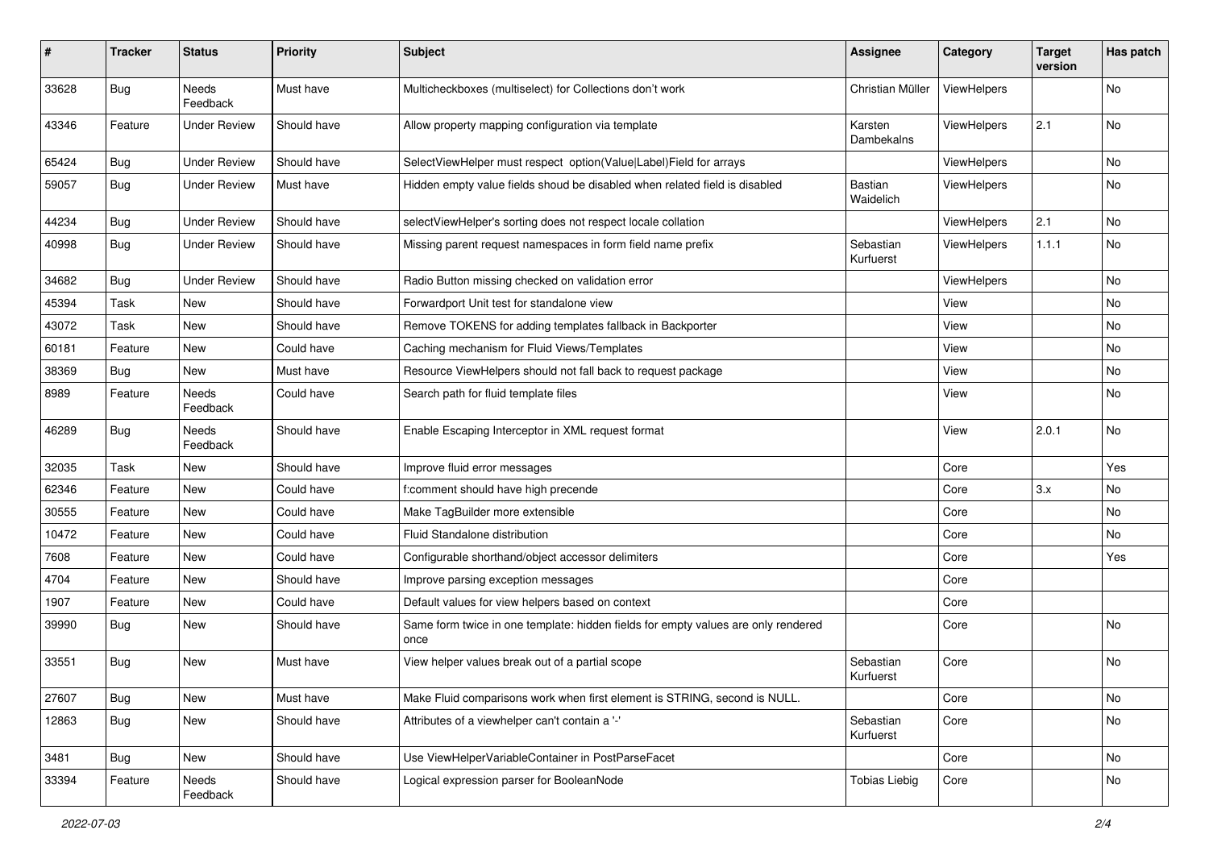| # | Tracker | Status | Priority | Subject | Assignee | Category | Target version | Has patch |
|---|---|---|---|---|---|---|---|---|
| 33628 | Bug | Needs Feedback | Must have | Multicheckboxes (multiselect) for Collections don't work | Christian Müller | ViewHelpers | | No |
| 43346 | Feature | Under Review | Should have | Allow property mapping configuration via template | Karsten Dambekalns | ViewHelpers | 2.1 | No |
| 65424 | Bug | Under Review | Should have | SelectViewHelper must respect option(Value\|Label)Field for arrays | | ViewHelpers | | No |
| 59057 | Bug | Under Review | Must have | Hidden empty value fields shoud be disabled when related field is disabled | Bastian Waidelich | ViewHelpers | | No |
| 44234 | Bug | Under Review | Should have | selectViewHelper's sorting does not respect locale collation | | ViewHelpers | 2.1 | No |
| 40998 | Bug | Under Review | Should have | Missing parent request namespaces in form field name prefix | Sebastian Kurfuerst | ViewHelpers | 1.1.1 | No |
| 34682 | Bug | Under Review | Should have | Radio Button missing checked on validation error | | ViewHelpers | | No |
| 45394 | Task | New | Should have | Forwardport Unit test for standalone view | | View | | No |
| 43072 | Task | New | Should have | Remove TOKENS for adding templates fallback in Backporter | | View | | No |
| 60181 | Feature | New | Could have | Caching mechanism for Fluid Views/Templates | | View | | No |
| 38369 | Bug | New | Must have | Resource ViewHelpers should not fall back to request package | | View | | No |
| 8989 | Feature | Needs Feedback | Could have | Search path for fluid template files | | View | | No |
| 46289 | Bug | Needs Feedback | Should have | Enable Escaping Interceptor in XML request format | | View | 2.0.1 | No |
| 32035 | Task | New | Should have | Improve fluid error messages | | Core | | Yes |
| 62346 | Feature | New | Could have | f:comment should have high precende | | Core | 3.x | No |
| 30555 | Feature | New | Could have | Make TagBuilder more extensible | | Core | | No |
| 10472 | Feature | New | Could have | Fluid Standalone distribution | | Core | | No |
| 7608 | Feature | New | Could have | Configurable shorthand/object accessor delimiters | | Core | | Yes |
| 4704 | Feature | New | Should have | Improve parsing exception messages | | Core | | |
| 1907 | Feature | New | Could have | Default values for view helpers based on context | | Core | | |
| 39990 | Bug | New | Should have | Same form twice in one template: hidden fields for empty values are only rendered once | | Core | | No |
| 33551 | Bug | New | Must have | View helper values break out of a partial scope | Sebastian Kurfuerst | Core | | No |
| 27607 | Bug | New | Must have | Make Fluid comparisons work when first element is STRING, second is NULL. | | Core | | No |
| 12863 | Bug | New | Should have | Attributes of a viewhelper can't contain a '-' | Sebastian Kurfuerst | Core | | No |
| 3481 | Bug | New | Should have | Use ViewHelperVariableContainer in PostParseFacet | | Core | | No |
| 33394 | Feature | Needs Feedback | Should have | Logical expression parser for BooleanNode | Tobias Liebig | Core | | No |

*2022-07-03*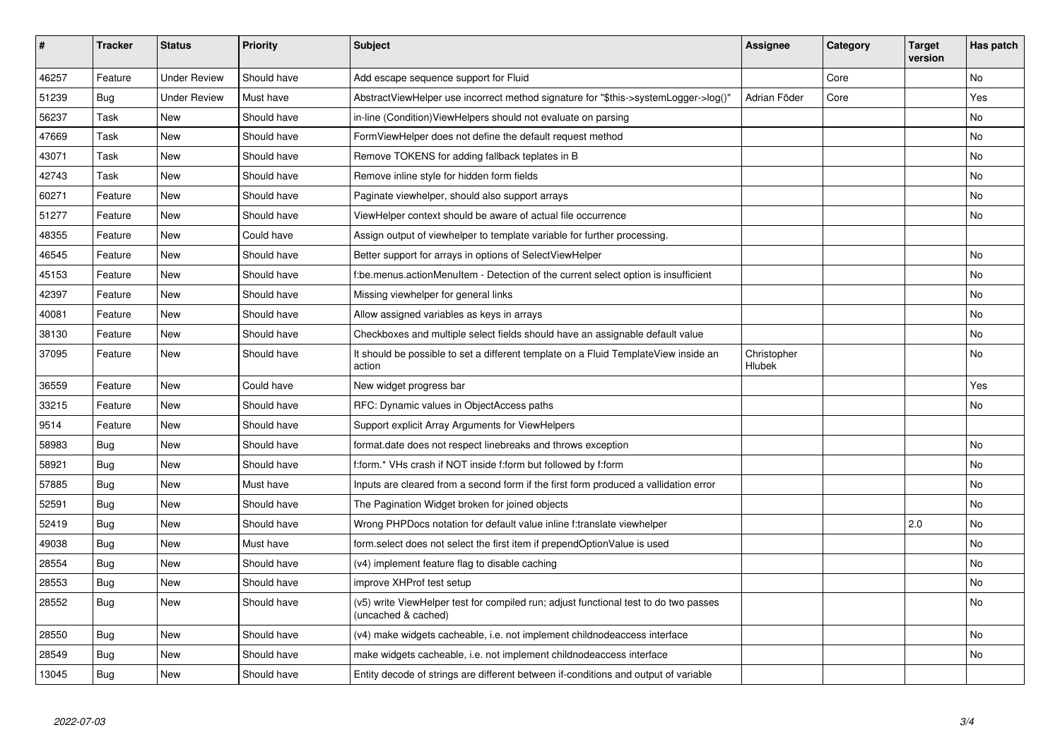| # | Tracker | Status | Priority | Subject | Assignee | Category | Target version | Has patch |
|---|---|---|---|---|---|---|---|---|
| 46257 | Feature | Under Review | Should have | Add escape sequence support for Fluid | | Core | | No |
| 51239 | Bug | Under Review | Must have | AbstractViewHelper use incorrect method signature for "$this->systemLogger->log()" | Adrian Föder | Core | | Yes |
| 56237 | Task | New | Should have | in-line (Condition)ViewHelpers should not evaluate on parsing | | | | No |
| 47669 | Task | New | Should have | FormViewHelper does not define the default request method | | | | No |
| 43071 | Task | New | Should have | Remove TOKENS for adding fallback teplates in B | | | | No |
| 42743 | Task | New | Should have | Remove inline style for hidden form fields | | | | No |
| 60271 | Feature | New | Should have | Paginate viewhelper, should also support arrays | | | | No |
| 51277 | Feature | New | Should have | ViewHelper context should be aware of actual file occurrence | | | | No |
| 48355 | Feature | New | Could have | Assign output of viewhelper to template variable for further processing. | | | | |
| 46545 | Feature | New | Should have | Better support for arrays in options of SelectViewHelper | | | | No |
| 45153 | Feature | New | Should have | f:be.menus.actionMenuItem - Detection of the current select option is insufficient | | | | No |
| 42397 | Feature | New | Should have | Missing viewhelper for general links | | | | No |
| 40081 | Feature | New | Should have | Allow assigned variables as keys in arrays | | | | No |
| 38130 | Feature | New | Should have | Checkboxes and multiple select fields should have an assignable default value | | | | No |
| 37095 | Feature | New | Should have | It should be possible to set a different template on a Fluid TemplateView inside an action | Christopher Hlubek | | | No |
| 36559 | Feature | New | Could have | New widget progress bar | | | | Yes |
| 33215 | Feature | New | Should have | RFC: Dynamic values in ObjectAccess paths | | | | No |
| 9514 | Feature | New | Should have | Support explicit Array Arguments for ViewHelpers | | | | |
| 58983 | Bug | New | Should have | format.date does not respect linebreaks and throws exception | | | | No |
| 58921 | Bug | New | Should have | f:form.* VHs crash if NOT inside f:form but followed by f:form | | | | No |
| 57885 | Bug | New | Must have | Inputs are cleared from a second form if the first form produced a vallidation error | | | | No |
| 52591 | Bug | New | Should have | The Pagination Widget broken for joined objects | | | | No |
| 52419 | Bug | New | Should have | Wrong PHPDocs notation for default value inline f:translate viewhelper | | | 2.0 | No |
| 49038 | Bug | New | Must have | form.select does not select the first item if prependOptionValue is used | | | | No |
| 28554 | Bug | New | Should have | (v4) implement feature flag to disable caching | | | | No |
| 28553 | Bug | New | Should have | improve XHProf test setup | | | | No |
| 28552 | Bug | New | Should have | (v5) write ViewHelper test for compiled run; adjust functional test to do two passes (uncached & cached) | | | | No |
| 28550 | Bug | New | Should have | (v4) make widgets cacheable, i.e. not implement childnodeaccess interface | | | | No |
| 28549 | Bug | New | Should have | make widgets cacheable, i.e. not implement childnodeaccess interface | | | | No |
| 13045 | Bug | New | Should have | Entity decode of strings are different between if-conditions and output of variable | | | | |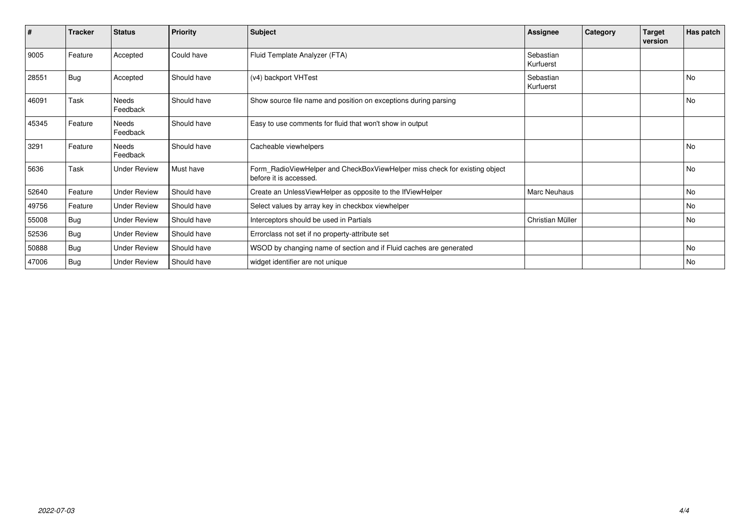| # | Tracker | Status | Priority | Subject | Assignee | Category | Target version | Has patch |
|---|---|---|---|---|---|---|---|---|
| 9005 | Feature | Accepted | Could have | Fluid Template Analyzer (FTA) | Sebastian Kurfuerst | | | |
| 28551 | Bug | Accepted | Should have | (v4) backport VHTest | Sebastian Kurfuerst | | | No |
| 46091 | Task | Needs Feedback | Should have | Show source file name and position on exceptions during parsing | | | | No |
| 45345 | Feature | Needs Feedback | Should have | Easy to use comments for fluid that won't show in output | | | | |
| 3291 | Feature | Needs Feedback | Should have | Cacheable viewhelpers | | | | No |
| 5636 | Task | Under Review | Must have | Form_RadioViewHelper and CheckBoxViewHelper miss check for existing object before it is accessed. | | | | No |
| 52640 | Feature | Under Review | Should have | Create an UnlessViewHelper as opposite to the IfViewHelper | Marc Neuhaus | | | No |
| 49756 | Feature | Under Review | Should have | Select values by array key in checkbox viewhelper | | | | No |
| 55008 | Bug | Under Review | Should have | Interceptors should be used in Partials | Christian Müller | | | No |
| 52536 | Bug | Under Review | Should have | Errorclass not set if no property-attribute set | | | | |
| 50888 | Bug | Under Review | Should have | WSOD by changing name of section and if Fluid caches are generated | | | | No |
| 47006 | Bug | Under Review | Should have | widget identifier are not unique | | | | No |